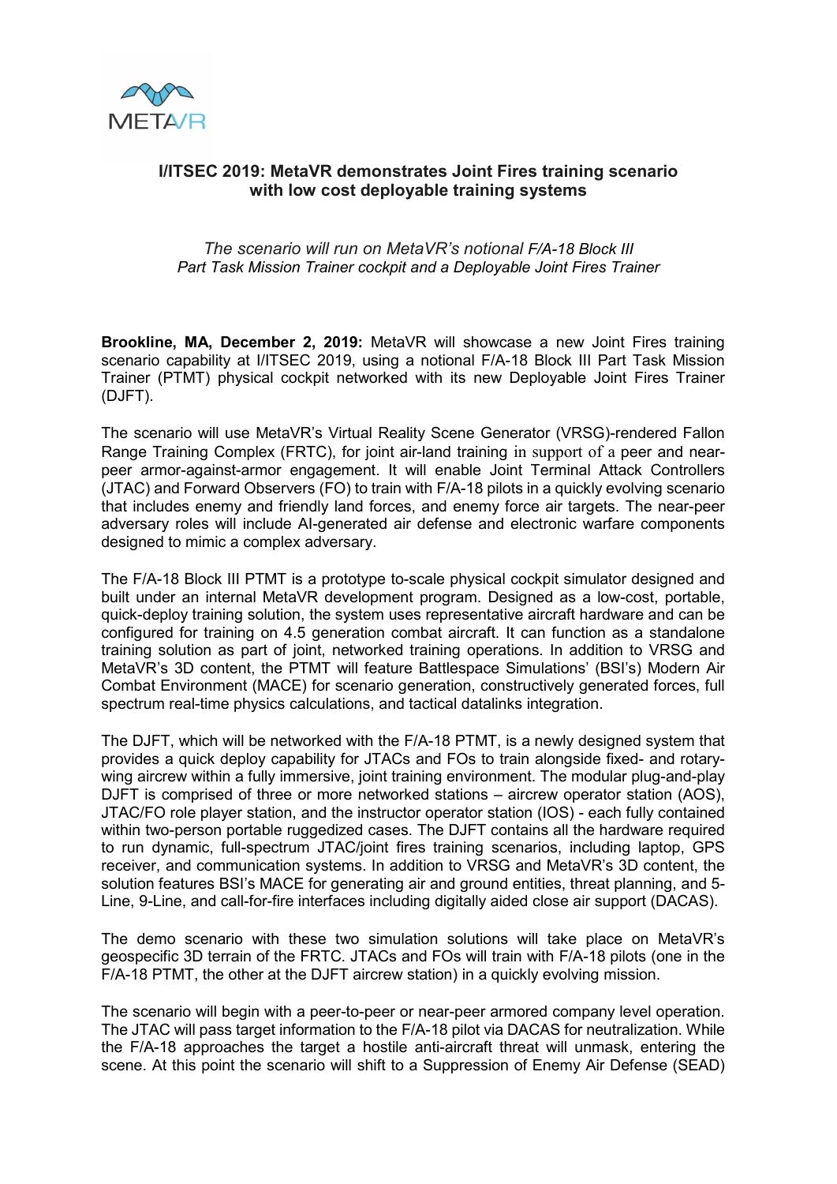## I/ITSEC 2019: MetaVR demonstrates Joint Fires training scenario with low cost deployable training systems

*The scenario will run on MetaVR's notional F/A-18 Block III Part Task Mission Trainer cockpit and a Deployable Joint Fires Trainer*

**Brookline, MA, December 2, 2019:** MetaVR will showcase a new Joint Fires training scenario capability at I/ITSEC 2019, using a notional F/A-18 Block III Part Task Mission Trainer (PTMT) physical cockpit networked with its new Deployable Joint Fires Trainer (DJFT).

The scenario will use MetaVR's Virtual Reality Scene Generator (VRSG)-rendered Fallon Range Training Complex (FRTC), for joint air-land training in support of a peer and near-peer armor-against-armor engagement. It will enable Joint Terminal Attack Controllers (JTAC) and Forward Observers (FO) to train with F/A-18 pilots in a quickly evolving scenario that includes enemy and friendly land forces, and enemy force air targets. The near-peer adversary roles will include AI-generated air defense and electronic warfare components designed to mimic a complex adversary.

The F/A-18 Block III PTMT is a prototype to-scale physical cockpit simulator designed and built under an internal MetaVR development program. Designed as a low-cost, portable, quick-deploy training solution, the system uses representative aircraft hardware and can be configured for training on 4.5 generation combat aircraft. It can function as a standalone training solution as part of joint, networked training operations. In addition to VRSG and MetaVR's 3D content, the PTMT will feature Battlespace Simulations' (BSI's) Modern Air Combat Environment (MACE) for scenario generation, constructively generated forces, full spectrum real-time physics calculations, and tactical datalinks integration.

The DJFT, which will be networked with the F/A-18 PTMT, is a newly designed system that provides a quick deploy capability for JTACs and FOs to train alongside fixed- and rotary-wing aircrew within a fully immersive, joint training environment. The modular plug-and-play DJFT is comprised of three or more networked stations – aircrew operator station (AOS), JTAC/FO role player station, and the instructor operator station (IOS) - each fully contained within two-person portable ruggedized cases. The DJFT contains all the hardware required to run dynamic, full-spectrum JTAC/joint fires training scenarios, including laptop, GPS receiver, and communication systems. In addition to VRSG and MetaVR's 3D content, the solution features BSI's MACE for generating air and ground entities, threat planning, and 5-Line, 9-Line, and call-for-fire interfaces including digitally aided close air support (DACAS).

The demo scenario with these two simulation solutions will take place on MetaVR's geospecific 3D terrain of the FRTC. JTACs and FOs will train with F/A-18 pilots (one in the F/A-18 PTMT, the other at the DJFT aircrew station) in a quickly evolving mission.

The scenario will begin with a peer-to-peer or near-peer armored company level operation. The JTAC will pass target information to the F/A-18 pilot via DACAS for neutralization. While the F/A-18 approaches the target a hostile anti-aircraft threat will unmask, entering the scene. At this point the scenario will shift to a Suppression of Enemy Air Defense (SEAD)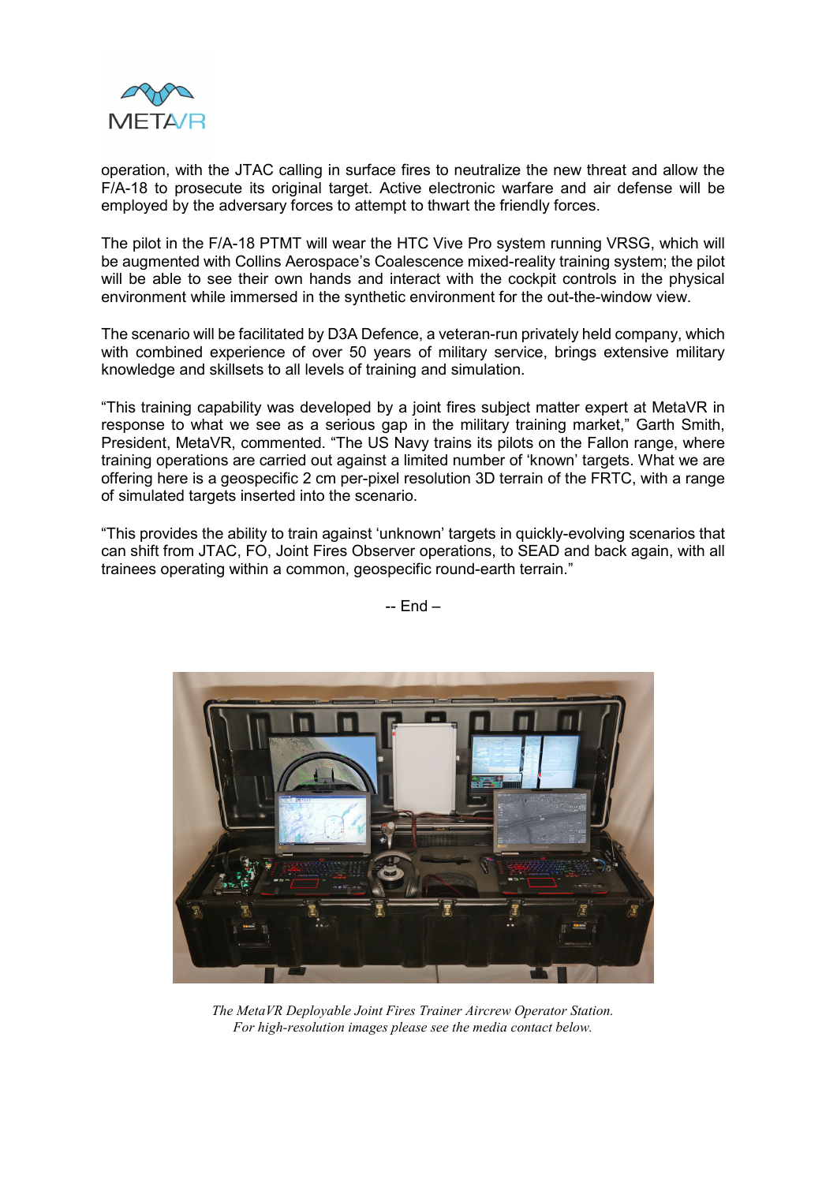operation, with the JTAC calling in surface fires to neutralize the new threat and allow the F/A-18 to prosecute its original target. Active electronic warfare and air defense will be employed by the adversary forces to attempt to thwart the friendly forces.

The pilot in the F/A-18 PTMT will wear the HTC Vive Pro system running VRSG, which will be augmented with Collins Aerospace's Coalescence mixed-reality training system; the pilot will be able to see their own hands and interact with the cockpit controls in the physical environment while immersed in the synthetic environment for the out-the-window view.

The scenario will be facilitated by D3A Defence, a veteran-run privately held company, which with combined experience of over 50 years of military service, brings extensive military knowledge and skillsets to all levels of training and simulation.

"This training capability was developed by a joint fires subject matter expert at MetaVR in response to what we see as a serious gap in the military training market," Garth Smith, President, MetaVR, commented. "The US Navy trains its pilots on the Fallon range, where training operations are carried out against a limited number of 'known' targets. What we are offering here is a geospecific 2 cm per-pixel resolution 3D terrain of the FRTC, with a range of simulated targets inserted into the scenario.

"This provides the ability to train against 'unknown' targets in quickly-evolving scenarios that can shift from JTAC, FO, Joint Fires Observer operations, to SEAD and back again, with all trainees operating within a common, geospecific round-earth terrain."

-- End –

*The MetaVR Deployable Joint Fires Trainer Aircrew Operator Station.*
*For high-resolution images please see the media contact below.*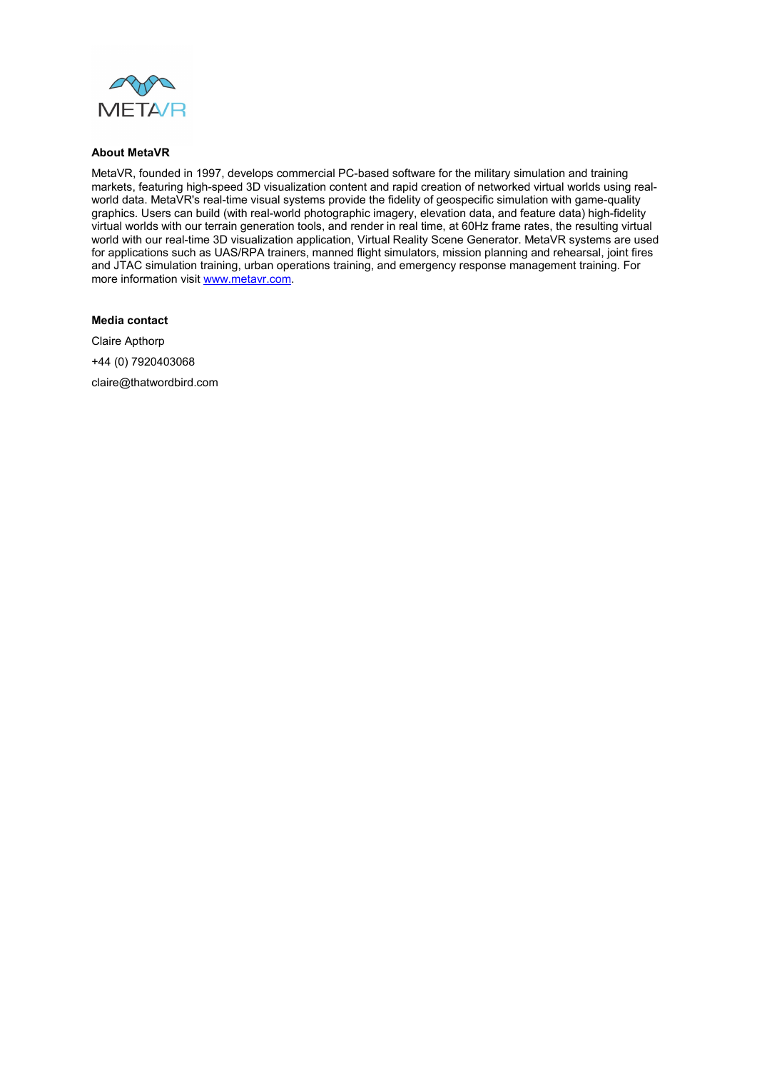**About MetaVR**

MetaVR, founded in 1997, develops commercial PC-based software for the military simulation and training markets, featuring high-speed 3D visualization content and rapid creation of networked virtual worlds using real-world data. MetaVR's real-time visual systems provide the fidelity of geospecific simulation with game-quality graphics. Users can build (with real-world photographic imagery, elevation data, and feature data) high-fidelity virtual worlds with our terrain generation tools, and render in real time, at 60Hz frame rates, the resulting virtual world with our real-time 3D visualization application, Virtual Reality Scene Generator. MetaVR systems are used for applications such as UAS/RPA trainers, manned flight simulators, mission planning and rehearsal, joint fires and JTAC simulation training, urban operations training, and emergency response management training. For more information visit www.metavr.com.

**Media contact**

Claire Apthorp

+44 (0) 7920403068

claire@thatwordbird.com